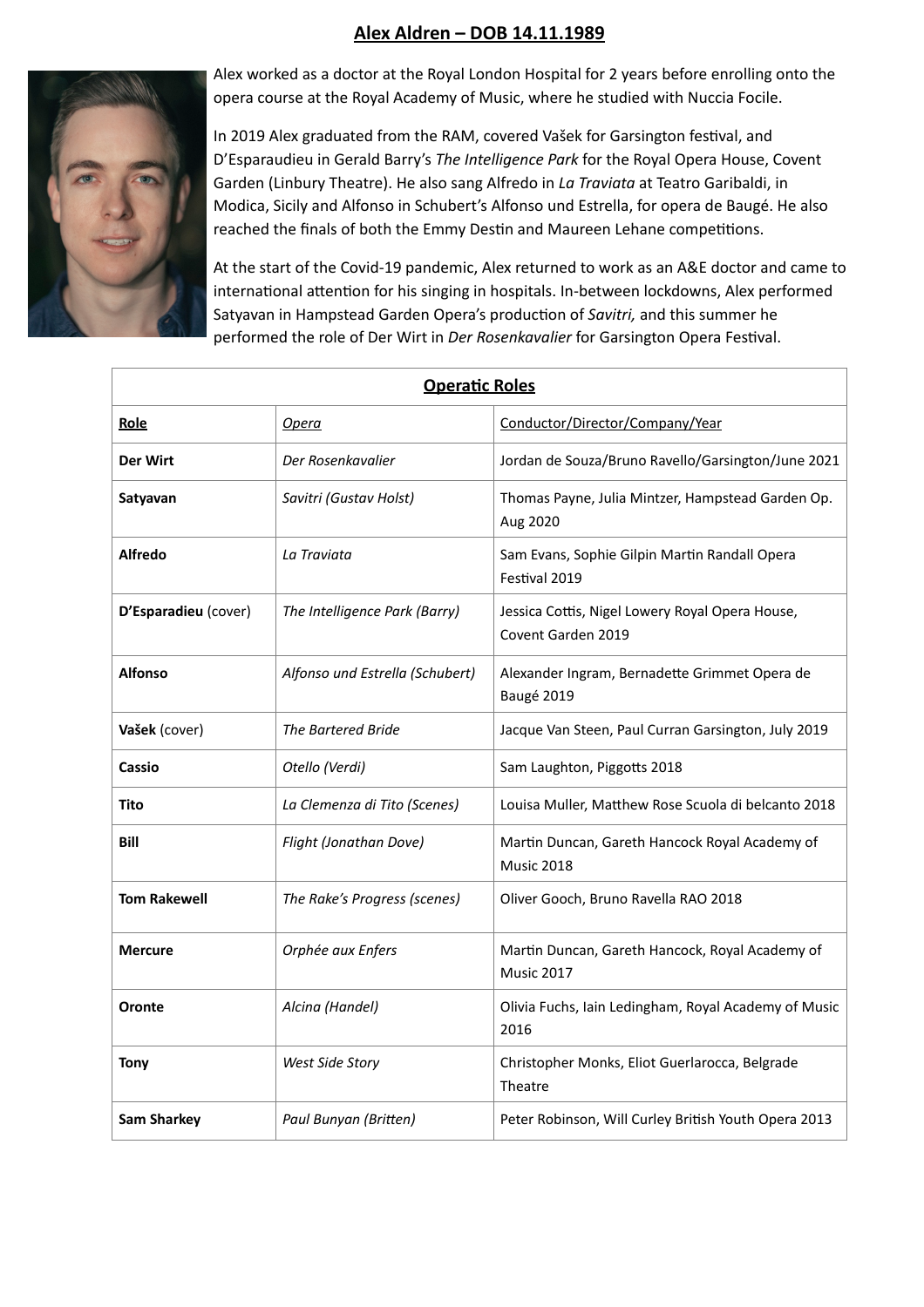# Alex Aldren – DOB 14.11.1989

Alex worked as a doctor at the Royal London Hospital for 2 years before enrolling onto the opera course at the Royal Academy of Music, where he studied with Nuccia Focile.

In 2019 Alex graduated from the RAM, covered Vašek for Garsington festival, and D'Esparaudieu in Gerald Barry's *The Intelligence Park* for the Royal Opera House, Covent Garden (Linbury Theatre). He also sang Alfredo in *La Traviata* at Teatro Garibaldi, in Modica, Sicily and Alfonso in Schubert's Alfonso und Estrella, for opera de Baugé. He also reached the finals of both the Emmy Destin and Maureen Lehane competitions.

At the start of the Covid-19 pandemic, Alex returned to work as an A&E doctor and came to international attention for his singing in hospitals. In-between lockdowns, Alex performed Satyavan in Hampstead Garden Opera's production of *Savitri,* and this summer he performed the role of Der Wirt in *Der Rosenkavalier* for Garsington Opera Festival.

## Operatic Roles

| Role | *Opera* | Conductor/Director/Company/Year |
|---|---|---|
| **Der Wirt** | *Der Rosenkavalier* | Jordan de Souza/Bruno Ravello/Garsington/June 2021 |
| **Satyavan** | *Savitri (Gustav Holst)* | Thomas Payne, Julia Mintzer, Hampstead Garden Op. Aug 2020 |
| **Alfredo** | *La Traviata* | Sam Evans, Sophie Gilpin Martin Randall Opera Festival 2019 |
| **D'Esparadieu** (cover) | *The Intelligence Park (Barry)* | Jessica Cottis, Nigel Lowery Royal Opera House, Covent Garden 2019 |
| **Alfonso** | *Alfonso und Estrella (Schubert)* | Alexander Ingram, Bernadette Grimmet Opera de Baugé 2019 |
| **Vašek** (cover) | *The Bartered Bride* | Jacque Van Steen, Paul Curran Garsington, July 2019 |
| **Cassio** | *Otello (Verdi)* | Sam Laughton, Piggotts 2018 |
| **Tito** | *La Clemenza di Tito (Scenes)* | Louisa Muller, Matthew Rose Scuola di belcanto 2018 |
| **Bill** | *Flight (Jonathan Dove)* | Martin Duncan, Gareth Hancock Royal Academy of Music 2018 |
| **Tom Rakewell** | *The Rake's Progress (scenes)* | Oliver Gooch, Bruno Ravella RAO 2018 |
| **Mercure** | *Orphée aux Enfers* | Martin Duncan, Gareth Hancock, Royal Academy of Music 2017 |
| **Oronte** | *Alcina (Handel)* | Olivia Fuchs, Iain Ledingham, Royal Academy of Music 2016 |
| **Tony** | *West Side Story* | Christopher Monks, Eliot Guerlarocca, Belgrade Theatre |
| **Sam Sharkey** | *Paul Bunyan (Britten)* | Peter Robinson, Will Curley British Youth Opera 2013 |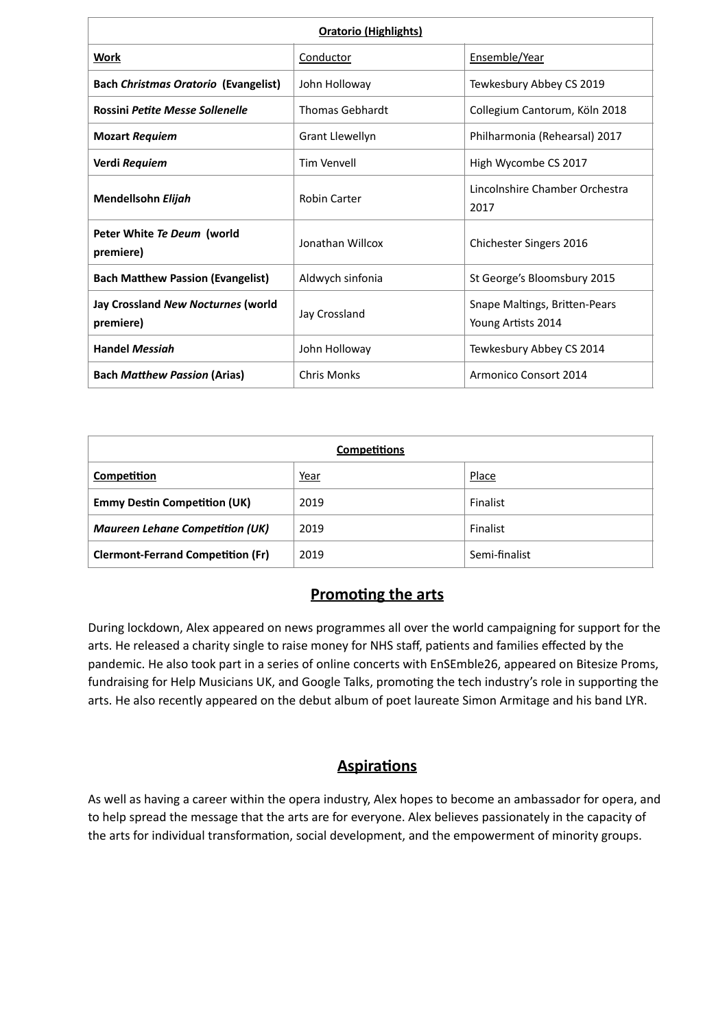| **Oratorio (Highlights)** | | |
|---|---|---|
| **Work** | Conductor | Ensemble/Year |
| **Bach *Christmas Oratorio* (Evangelist)** | John Holloway | Tewkesbury Abbey CS 2019 |
| **Rossini *Petite Messe Sollenelle*** | Thomas Gebhardt | Collegium Cantorum, Köln 2018 |
| **Mozart *Requiem*** | Grant Llewellyn | Philharmonia (Rehearsal) 2017 |
| **Verdi *Requiem*** | Tim Venvell | High Wycombe CS 2017 |
| **Mendellsohn *Elijah*** | Robin Carter | Lincolnshire Chamber Orchestra 2017 |
| **Peter White *Te Deum* (world premiere)** | Jonathan Willcox | Chichester Singers 2016 |
| **Bach Matthew Passion (Evangelist)** | Aldwych sinfonia | St George's Bloomsbury 2015 |
| **Jay Crossland *New Nocturnes* (world premiere)** | Jay Crossland | Snape Maltings, Britten-Pears Young Artists 2014 |
| **Handel *Messiah*** | John Holloway | Tewkesbury Abbey CS 2014 |
| **Bach *Matthew Passion* (Arias)** | Chris Monks | Armonico Consort 2014 |

| **Competitions** | | |
|---|---|---|
| **Competition** | Year | Place |
| **Emmy Destin Competition (UK)** | 2019 | Finalist |
| ***Maureen Lehane Competition (UK)*** | 2019 | Finalist |
| **Clermont-Ferrand Competition (Fr)** | 2019 | Semi-finalist |

## Promoting the arts

During lockdown, Alex appeared on news programmes all over the world campaigning for support for the arts. He released a charity single to raise money for NHS staff, patients and families effected by the pandemic. He also took part in a series of online concerts with EnSEmble26, appeared on Bitesize Proms, fundraising for Help Musicians UK, and Google Talks, promoting the tech industry's role in supporting the arts. He also recently appeared on the debut album of poet laureate Simon Armitage and his band LYR.

## Aspirations

As well as having a career within the opera industry, Alex hopes to become an ambassador for opera, and to help spread the message that the arts are for everyone. Alex believes passionately in the capacity of the arts for individual transformation, social development, and the empowerment of minority groups.